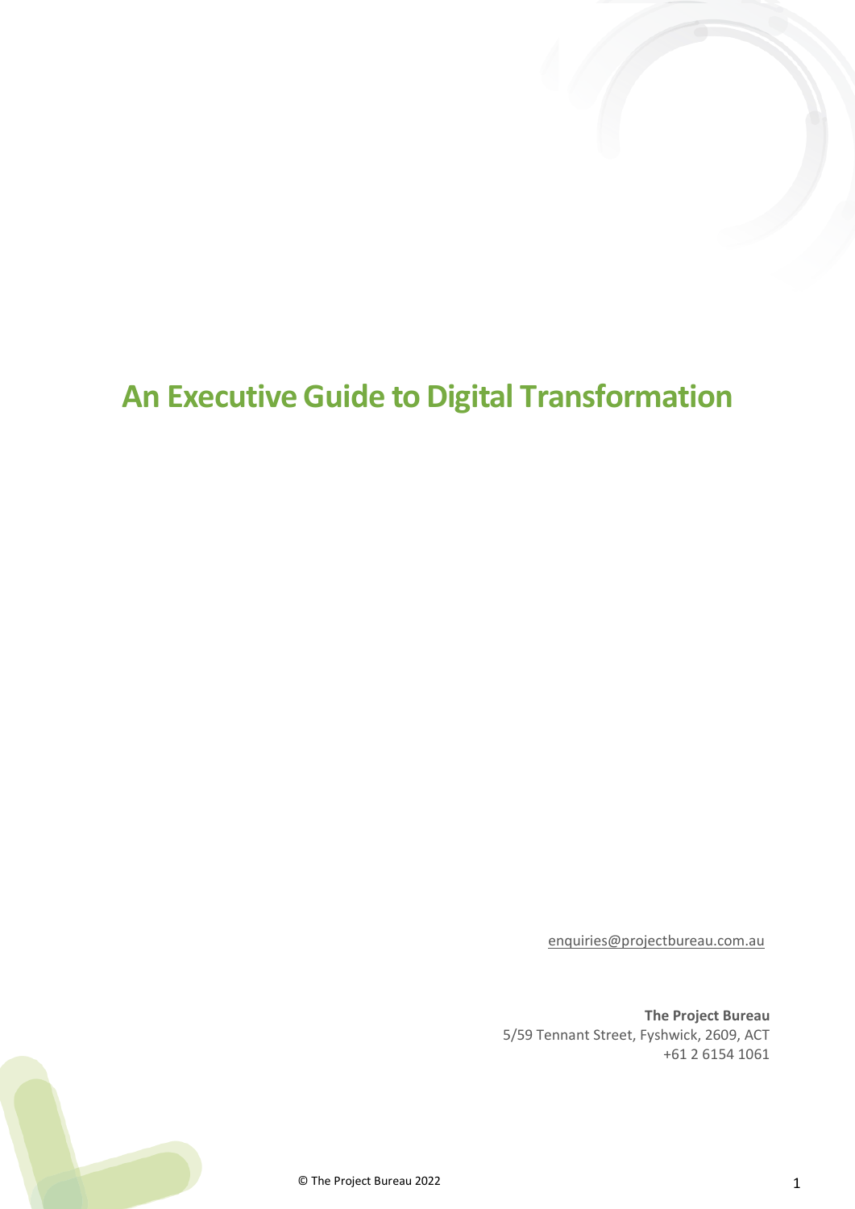# An Executive Guide to Digital Transformation

enquiries@projectbureau.com.au

**The Project Bureau**
5/59 Tennant Street, Fyshwick, 2609, ACT
+61 2 6154 1061

© The Project Bureau 2022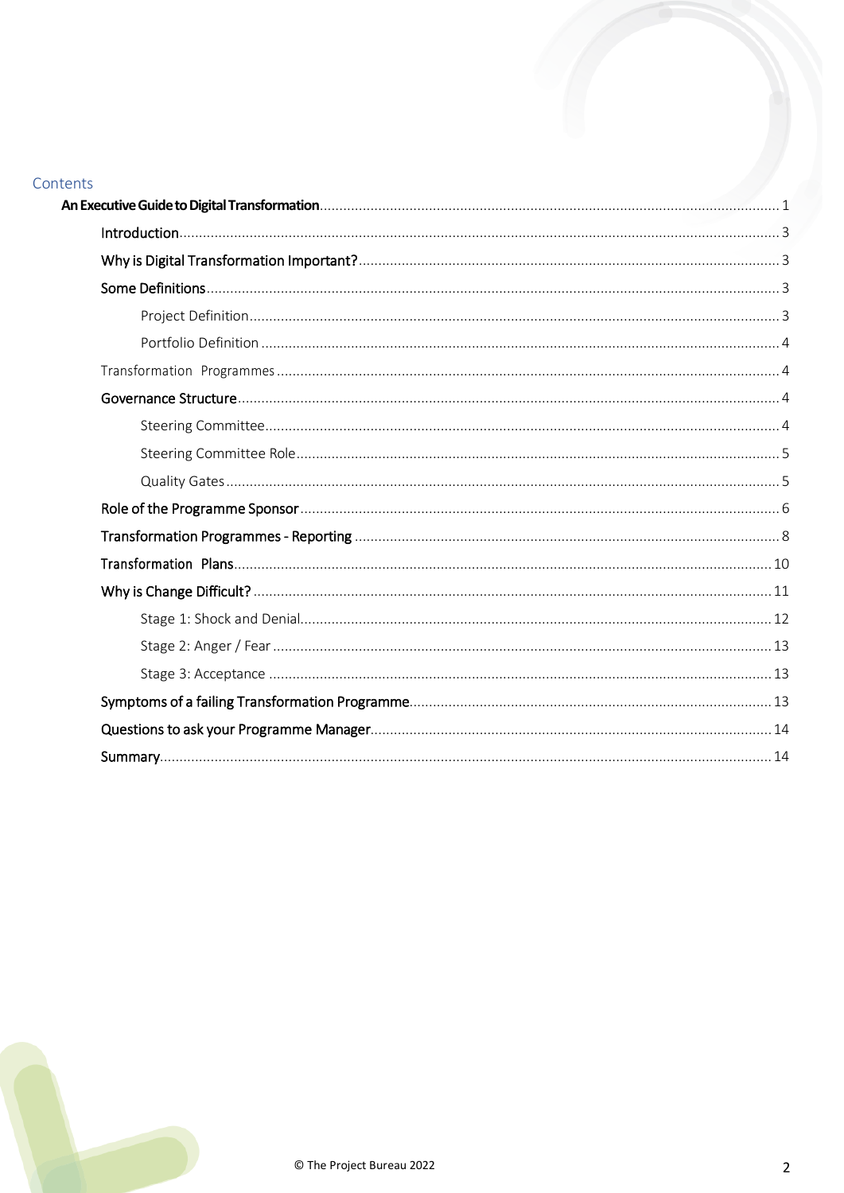## Contents

- **An Executive Guide to Digital Transformation** ........ 1
  - Introduction ........ 3
  - Why is Digital Transformation Important? ........ 3
  - Some Definitions ........ 3
    - Project Definition ........ 3
    - Portfolio Definition ........ 4
  - Transformation Programmes ........ 4
  - Governance Structure ........ 4
    - Steering Committee ........ 4
    - Steering Committee Role ........ 5
    - Quality Gates ........ 5
  - Role of the Programme Sponsor ........ 6
  - Transformation Programmes - Reporting ........ 8
  - Transformation Plans ........ 10
  - Why is Change Difficult? ........ 11
    - Stage 1: Shock and Denial ........ 12
    - Stage 2: Anger / Fear ........ 13
    - Stage 3: Acceptance ........ 13
  - Symptoms of a failing Transformation Programme ........ 13
  - Questions to ask your Programme Manager ........ 14
  - Summary ........ 14

© The Project Bureau 2022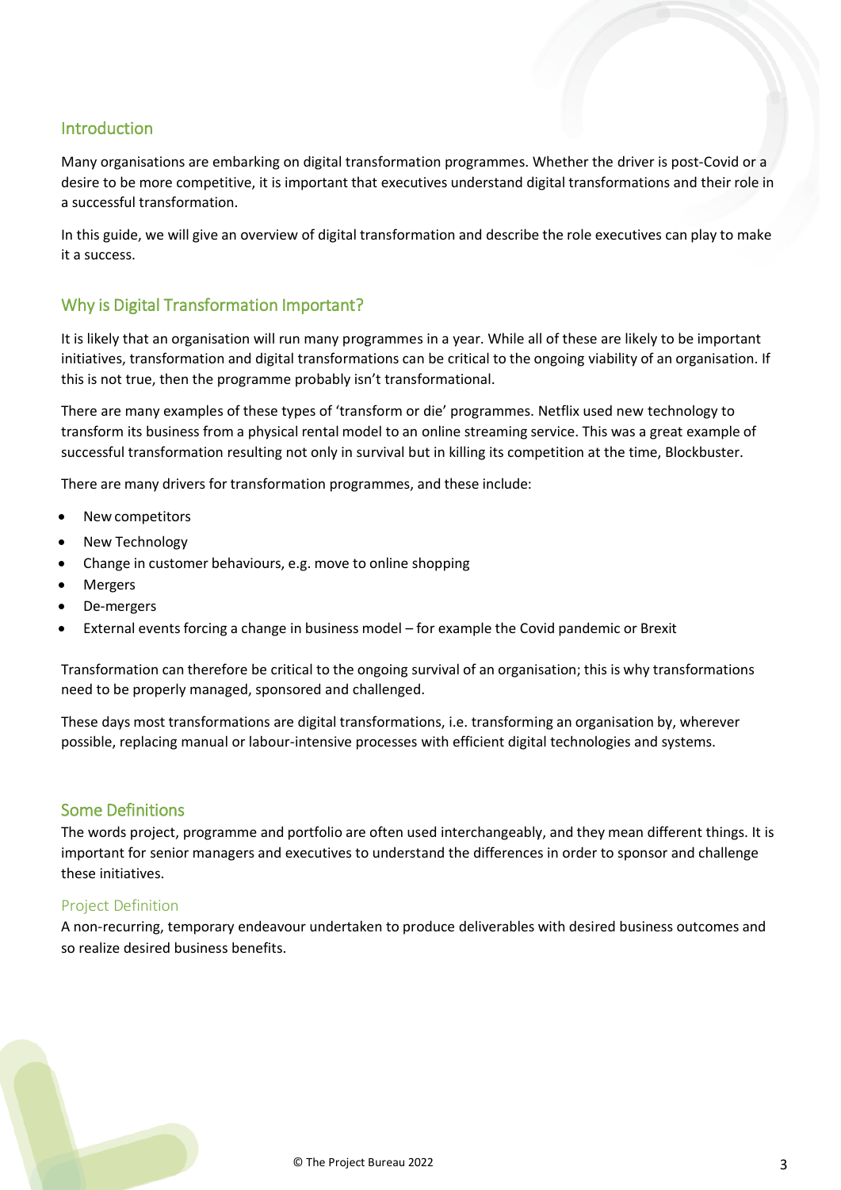## Introduction

Many organisations are embarking on digital transformation programmes. Whether the driver is post-Covid or a desire to be more competitive, it is important that executives understand digital transformations and their role in a successful transformation.

In this guide, we will give an overview of digital transformation and describe the role executives can play to make it a success.

## Why is Digital Transformation Important?

It is likely that an organisation will run many programmes in a year. While all of these are likely to be important initiatives, transformation and digital transformations can be critical to the ongoing viability of an organisation. If this is not true, then the programme probably isn't transformational.

There are many examples of these types of 'transform or die' programmes. Netflix used new technology to transform its business from a physical rental model to an online streaming service. This was a great example of successful transformation resulting not only in survival but in killing its competition at the time, Blockbuster.

There are many drivers for transformation programmes, and these include:

- New competitors
- New Technology
- Change in customer behaviours, e.g. move to online shopping
- Mergers
- De-mergers
- External events forcing a change in business model – for example the Covid pandemic or Brexit

Transformation can therefore be critical to the ongoing survival of an organisation; this is why transformations need to be properly managed, sponsored and challenged.

These days most transformations are digital transformations, i.e. transforming an organisation by, wherever possible, replacing manual or labour-intensive processes with efficient digital technologies and systems.

## Some Definitions

The words project, programme and portfolio are often used interchangeably, and they mean different things. It is important for senior managers and executives to understand the differences in order to sponsor and challenge these initiatives.

### Project Definition

A non-recurring, temporary endeavour undertaken to produce deliverables with desired business outcomes and so realize desired business benefits.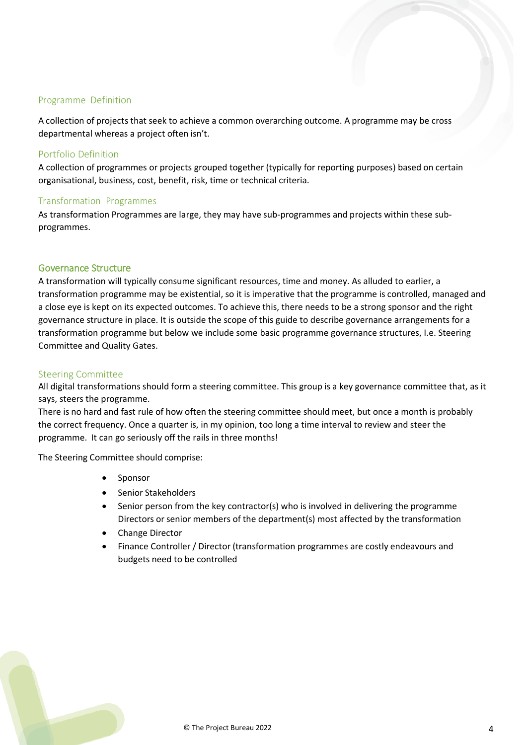## Programme Definition

A collection of projects that seek to achieve a common overarching outcome. A programme may be cross departmental whereas a project often isn't.

## Portfolio Definition

A collection of programmes or projects grouped together (typically for reporting purposes) based on certain organisational, business, cost, benefit, risk, time or technical criteria.

## Transformation Programmes

As transformation Programmes are large, they may have sub-programmes and projects within these sub-programmes.

## Governance Structure

A transformation will typically consume significant resources, time and money. As alluded to earlier, a transformation programme may be existential, so it is imperative that the programme is controlled, managed and a close eye is kept on its expected outcomes. To achieve this, there needs to be a strong sponsor and the right governance structure in place. It is outside the scope of this guide to describe governance arrangements for a transformation programme but below we include some basic programme governance structures, I.e. Steering Committee and Quality Gates.

## Steering Committee

All digital transformations should form a steering committee. This group is a key governance committee that, as it says, steers the programme.

There is no hard and fast rule of how often the steering committee should meet, but once a month is probably the correct frequency. Once a quarter is, in my opinion, too long a time interval to review and steer the programme. It can go seriously off the rails in three months!

The Steering Committee should comprise:

- Sponsor
- Senior Stakeholders
- Senior person from the key contractor(s) who is involved in delivering the programme Directors or senior members of the department(s) most affected by the transformation
- Change Director
- Finance Controller / Director (transformation programmes are costly endeavours and budgets need to be controlled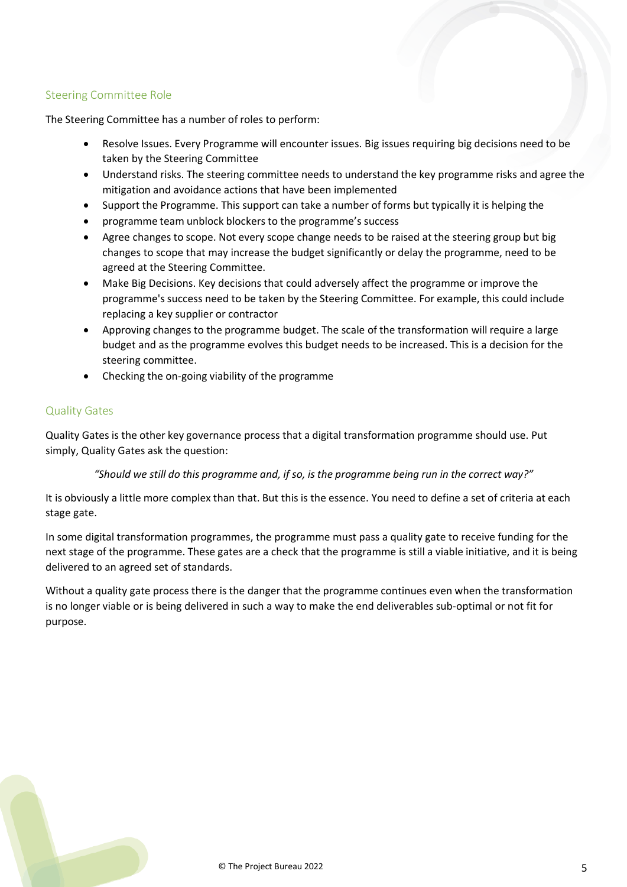## Steering Committee Role

The Steering Committee has a number of roles to perform:

- Resolve Issues. Every Programme will encounter issues. Big issues requiring big decisions need to be taken by the Steering Committee
- Understand risks. The steering committee needs to understand the key programme risks and agree the mitigation and avoidance actions that have been implemented
- Support the Programme. This support can take a number of forms but typically it is helping the
- programme team unblock blockers to the programme's success
- Agree changes to scope. Not every scope change needs to be raised at the steering group but big changes to scope that may increase the budget significantly or delay the programme, need to be agreed at the Steering Committee.
- Make Big Decisions. Key decisions that could adversely affect the programme or improve the programme's success need to be taken by the Steering Committee. For example, this could include replacing a key supplier or contractor
- Approving changes to the programme budget. The scale of the transformation will require a large budget and as the programme evolves this budget needs to be increased. This is a decision for the steering committee.
- Checking the on-going viability of the programme

## Quality Gates

Quality Gates is the other key governance process that a digital transformation programme should use. Put simply, Quality Gates ask the question:

*"Should we still do this programme and, if so, is the programme being run in the correct way?"*

It is obviously a little more complex than that. But this is the essence. You need to define a set of criteria at each stage gate.

In some digital transformation programmes, the programme must pass a quality gate to receive funding for the next stage of the programme. These gates are a check that the programme is still a viable initiative, and it is being delivered to an agreed set of standards.

Without a quality gate process there is the danger that the programme continues even when the transformation is no longer viable or is being delivered in such a way to make the end deliverables sub-optimal or not fit for purpose.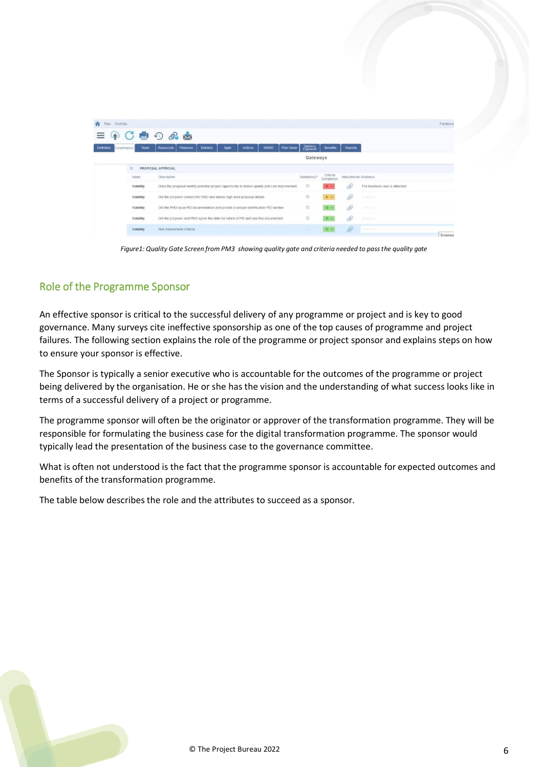*Figure1: Quality Gate Screen from PM3 showing quality gate and criteria needed to pass the quality gate*

## Role of the Programme Sponsor

An effective sponsor is critical to the successful delivery of any programme or project and is key to good governance. Many surveys cite ineffective sponsorship as one of the top causes of programme and project failures. The following section explains the role of the programme or project sponsor and explains steps on how to ensure your sponsor is effective.

The Sponsor is typically a senior executive who is accountable for the outcomes of the programme or project being delivered by the organisation. He or she has the vision and the understanding of what success looks like in terms of a successful delivery of a project or programme.

The programme sponsor will often be the originator or approver of the transformation programme. They will be responsible for formulating the business case for the digital transformation programme. The sponsor would typically lead the presentation of the business case to the governance committee.

What is often not understood is the fact that the programme sponsor is accountable for expected outcomes and benefits of the transformation programme.

The table below describes the role and the attributes to succeed as a sponsor.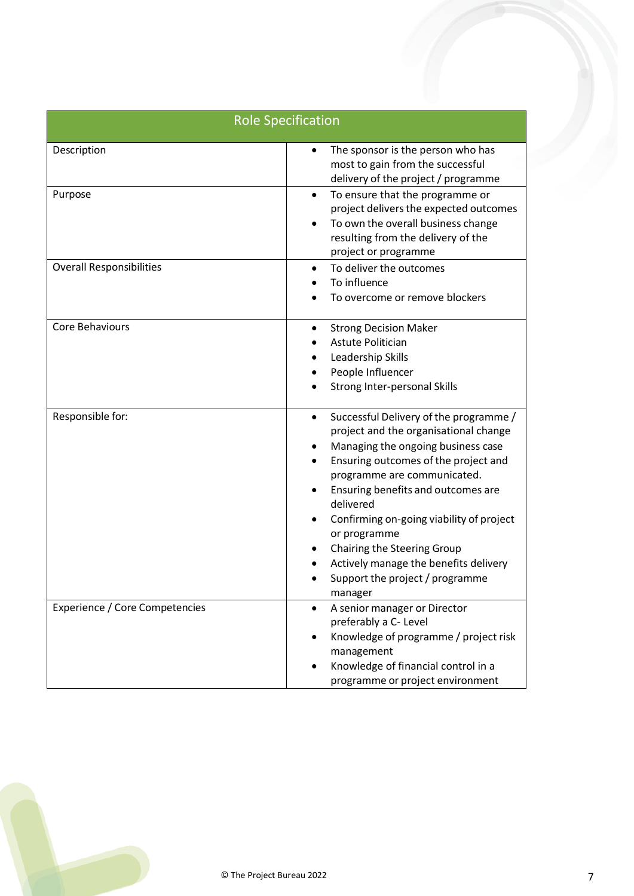| Role Specification | |
|---|---|
| Description | • The sponsor is the person who has most to gain from the successful delivery of the project / programme |
| Purpose | • To ensure that the programme or project delivers the expected outcomes<br>• To own the overall business change resulting from the delivery of the project or programme |
| Overall Responsibilities | • To deliver the outcomes<br>• To influence<br>• To overcome or remove blockers |
| Core Behaviours | • Strong Decision Maker<br>• Astute Politician<br>• Leadership Skills<br>• People Influencer<br>• Strong Inter-personal Skills |
| Responsible for: | • Successful Delivery of the programme / project and the organisational change<br>• Managing the ongoing business case<br>• Ensuring outcomes of the project and programme are communicated.<br>• Ensuring benefits and outcomes are delivered<br>• Confirming on-going viability of project or programme<br>• Chairing the Steering Group<br>• Actively manage the benefits delivery<br>• Support the project / programme manager |
| Experience / Core Competencies | • A senior manager or Director preferably a C- Level<br>• Knowledge of programme / project risk management<br>• Knowledge of financial control in a programme or project environment |

© The Project Bureau 2022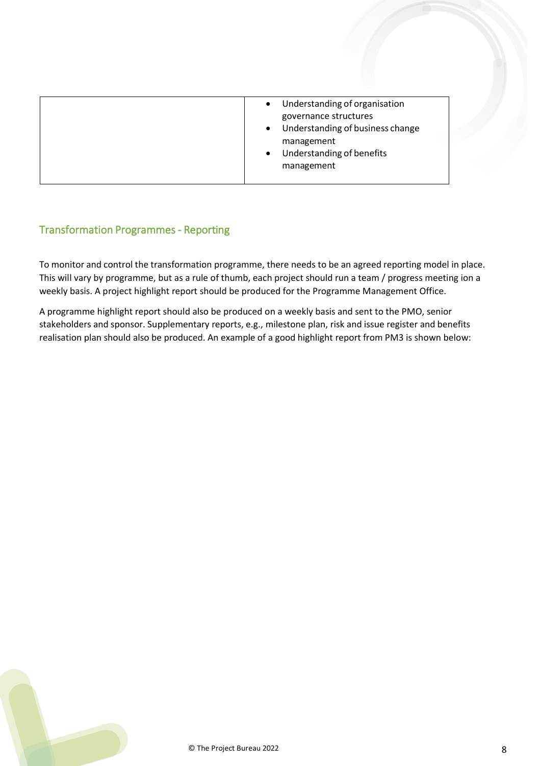| | |
|---|---|
| | • Understanding of organisation governance structures<br>• Understanding of business change management<br>• Understanding of benefits management |

## Transformation Programmes - Reporting

To monitor and control the transformation programme, there needs to be an agreed reporting model in place. This will vary by programme, but as a rule of thumb, each project should run a team / progress meeting ion a weekly basis. A project highlight report should be produced for the Programme Management Office.

A programme highlight report should also be produced on a weekly basis and sent to the PMO, senior stakeholders and sponsor. Supplementary reports, e.g., milestone plan, risk and issue register and benefits realisation plan should also be produced. An example of a good highlight report from PM3 is shown below: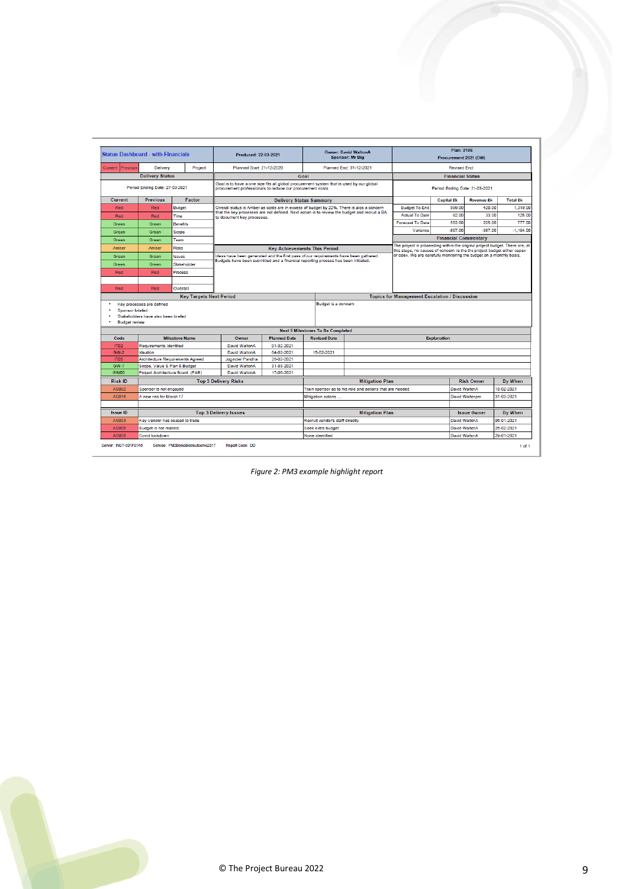## Status Dashboard - with Financials

| Status Dashboard - with Financials | Produced: 22-03-2021 | Owner: David WaltonA Sponsor: Mr Big | Plan: 3196 Procurement 2021 (DW) |
|---|---|---|---|
| Current / Previous / Delivery / Project | Planned Start: 21-12-2020 | Planned End: 31-12-2021 | Revised End |

**Delivery Status**

Period Ending Date: 27-03-2021

| Current | Previous | Factor |
|---|---|---|
| Red | Red | Budget |
| Red | Red | Time |
| Green | Green | Benefits |
| Green | Green | Scope |
| Green | Green | Team |
| Amber | Amber | Risks |
| Green | Green | Issues |
| Green | Green | Stakeholder |
| Red | Red | Process |
| | | |
| Red | Red | Overall |

**Goal**

Goal is to have a one size fits all global procurement system that is used by our global procurement professionals to reduce our procurement costs

**Delivery Status Summary**

Overall status is Amber as costs are in excess of budget by 22%. There is alos a concern that the key processes are not defined. Next action is to review the budget and recruit a BA to document key processes.

**Key Achievements This Period**

Ideas have been generated and the first pass of our requirements have been gathered. Budgets have been submitted and a financial reporting process has been initiated.

**Financial Status**

Period Ending Date: 31-03-2021

| | Capital £k | Revenue £k | Total £k |
|---|---|---|---|
| Budget To End | 899.00 | 420.00 | 1,319.00 |
| Actual To Date | 92.00 | 33.00 | 125.00 |
| Forecast To Date | 552.00 | 225.00 | 777.00 |
| Variance | -807.00 | -387.00 | -1,194.00 |

**Financial Commentary**

The project is proceeding within the original project budget. There are, at this stage, no causes of concern re the the project budget either capex or opex. We are carefully monitoring the budget on a monthly basis.

**Key Targets Next Period**

- Key processes are defined
- Sponsor briefed
- Stakeholders have also been brefed
- Budget review

**Topics for Management Escalation / Discussion**

Budget is a concern

**Next 5 Milestones To Be Completed**

| Code | Milestone Name | Owner | Planned Date | Revised Date | Explanation |
|---|---|---|---|---|---|
| IT02 | Requirements Identified | David WaltonA | 01-02-2021 | | |
| GW-2 | Ideation | David WaltonA | 04-02-2021 | 15-02-2021 | |
| IT05 | Architecture Requirements Agreed | Joginder Pandha | 26-02-2021 | | |
| GW-1 | Scope, Value & Plan & Budget | David WaltonA | 31-03-2021 | | |
| GW00 | Project Architecture Board (PAB) | David WaltonA | 17-06-2021 | | |

| Risk ID | Top 3 Delivery Risks | Mitigation Plan | Risk Owner | By When |
|---|---|---|---|---|
| AS002 | Sponsor is not engaged | Train sponsor as to his role and actions that are needed | David WaltonA | 18-02-2021 |
| AS014 | A new risk for March 17 | Mitigation actons .... | David Waltonpm | 31-03-2021 |
| | | | | |

| Issue ID | Top 3 Delivery Issues | Mitigation Plan | Issue Owner | By When |
|---|---|---|---|---|
| AS003 | Key Vendor has ceased to trade | Recruit vendor's staff directly | David WaltonA | 06-01-2021 |
| AS005 | Budget is not realistic | Seek extra budget | David WaltonA | 26-02-2021 |
| AS006 | Covid lockdown | None identified | David WaltonA | 29-01-2021 |

Server: INST-001F81A5 Service: PM3DemoBestoutcome2017 Report Code: DD

*Figure 2: PM3 example highlight report*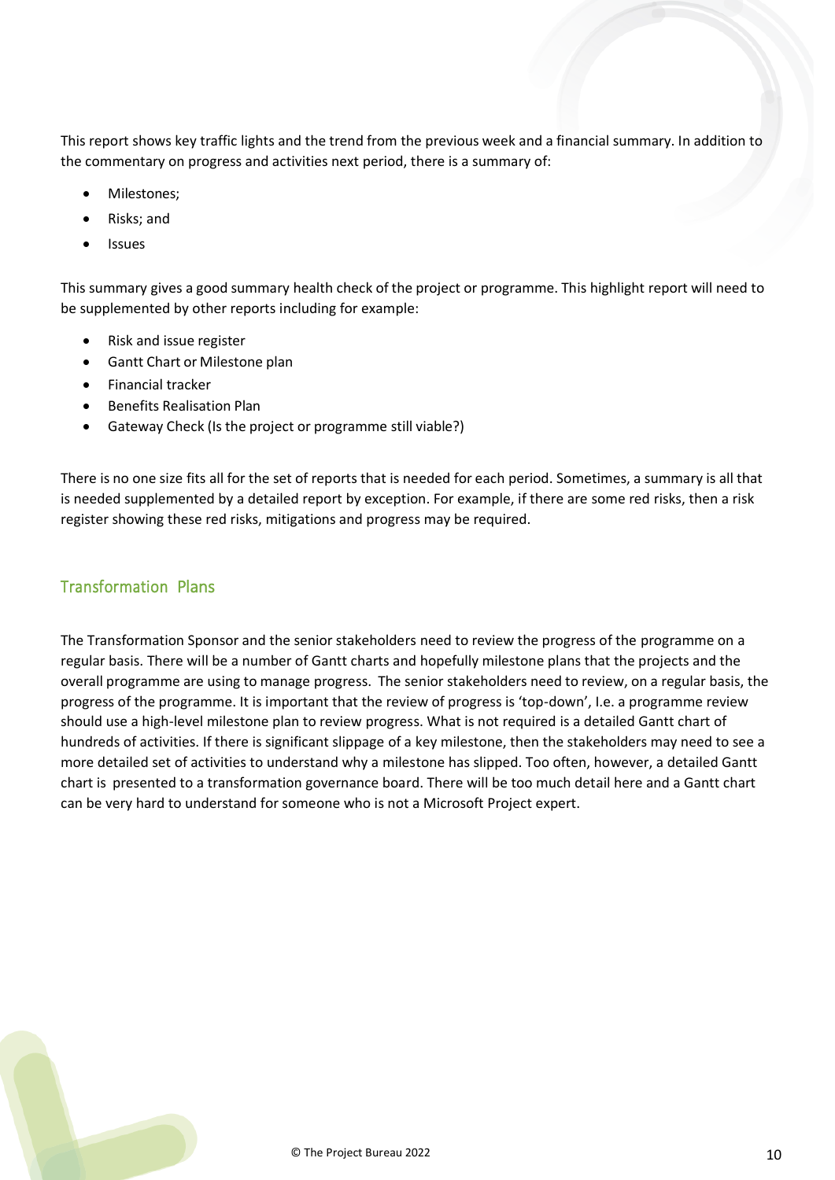This report shows key traffic lights and the trend from the previous week and a financial summary. In addition to the commentary on progress and activities next period, there is a summary of:

- Milestones;
- Risks; and
- Issues

This summary gives a good summary health check of the project or programme. This highlight report will need to be supplemented by other reports including for example:

- Risk and issue register
- Gantt Chart or Milestone plan
- Financial tracker
- Benefits Realisation Plan
- Gateway Check (Is the project or programme still viable?)

There is no one size fits all for the set of reports that is needed for each period. Sometimes, a summary is all that is needed supplemented by a detailed report by exception. For example, if there are some red risks, then a risk register showing these red risks, mitigations and progress may be required.

## Transformation Plans

The Transformation Sponsor and the senior stakeholders need to review the progress of the programme on a regular basis. There will be a number of Gantt charts and hopefully milestone plans that the projects and the overall programme are using to manage progress. The senior stakeholders need to review, on a regular basis, the progress of the programme. It is important that the review of progress is 'top-down', I.e. a programme review should use a high-level milestone plan to review progress. What is not required is a detailed Gantt chart of hundreds of activities. If there is significant slippage of a key milestone, then the stakeholders may need to see a more detailed set of activities to understand why a milestone has slipped. Too often, however, a detailed Gantt chart is presented to a transformation governance board. There will be too much detail here and a Gantt chart can be very hard to understand for someone who is not a Microsoft Project expert.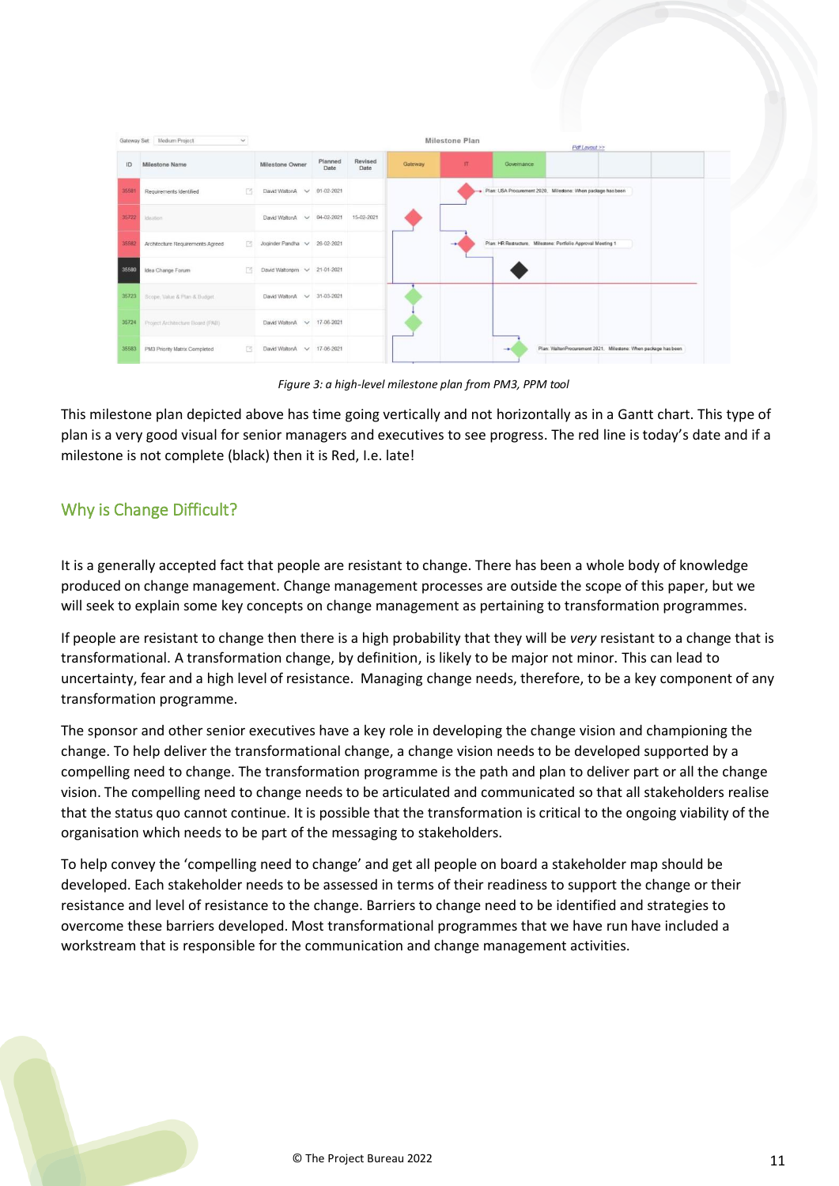Figure 3: a high-level milestone plan from PM3, PPM tool

This milestone plan depicted above has time going vertically and not horizontally as in a Gantt chart. This type of plan is a very good visual for senior managers and executives to see progress. The red line is today's date and if a milestone is not complete (black) then it is Red, I.e. late!

## Why is Change Difficult?

It is a generally accepted fact that people are resistant to change. There has been a whole body of knowledge produced on change management. Change management processes are outside the scope of this paper, but we will seek to explain some key concepts on change management as pertaining to transformation programmes.

If people are resistant to change then there is a high probability that they will be *very* resistant to a change that is transformational. A transformation change, by definition, is likely to be major not minor. This can lead to uncertainty, fear and a high level of resistance. Managing change needs, therefore, to be a key component of any transformation programme.

The sponsor and other senior executives have a key role in developing the change vision and championing the change. To help deliver the transformational change, a change vision needs to be developed supported by a compelling need to change. The transformation programme is the path and plan to deliver part or all the change vision. The compelling need to change needs to be articulated and communicated so that all stakeholders realise that the status quo cannot continue. It is possible that the transformation is critical to the ongoing viability of the organisation which needs to be part of the messaging to stakeholders.

To help convey the 'compelling need to change' and get all people on board a stakeholder map should be developed. Each stakeholder needs to be assessed in terms of their readiness to support the change or their resistance and level of resistance to the change. Barriers to change need to be identified and strategies to overcome these barriers developed. Most transformational programmes that we have run have included a workstream that is responsible for the communication and change management activities.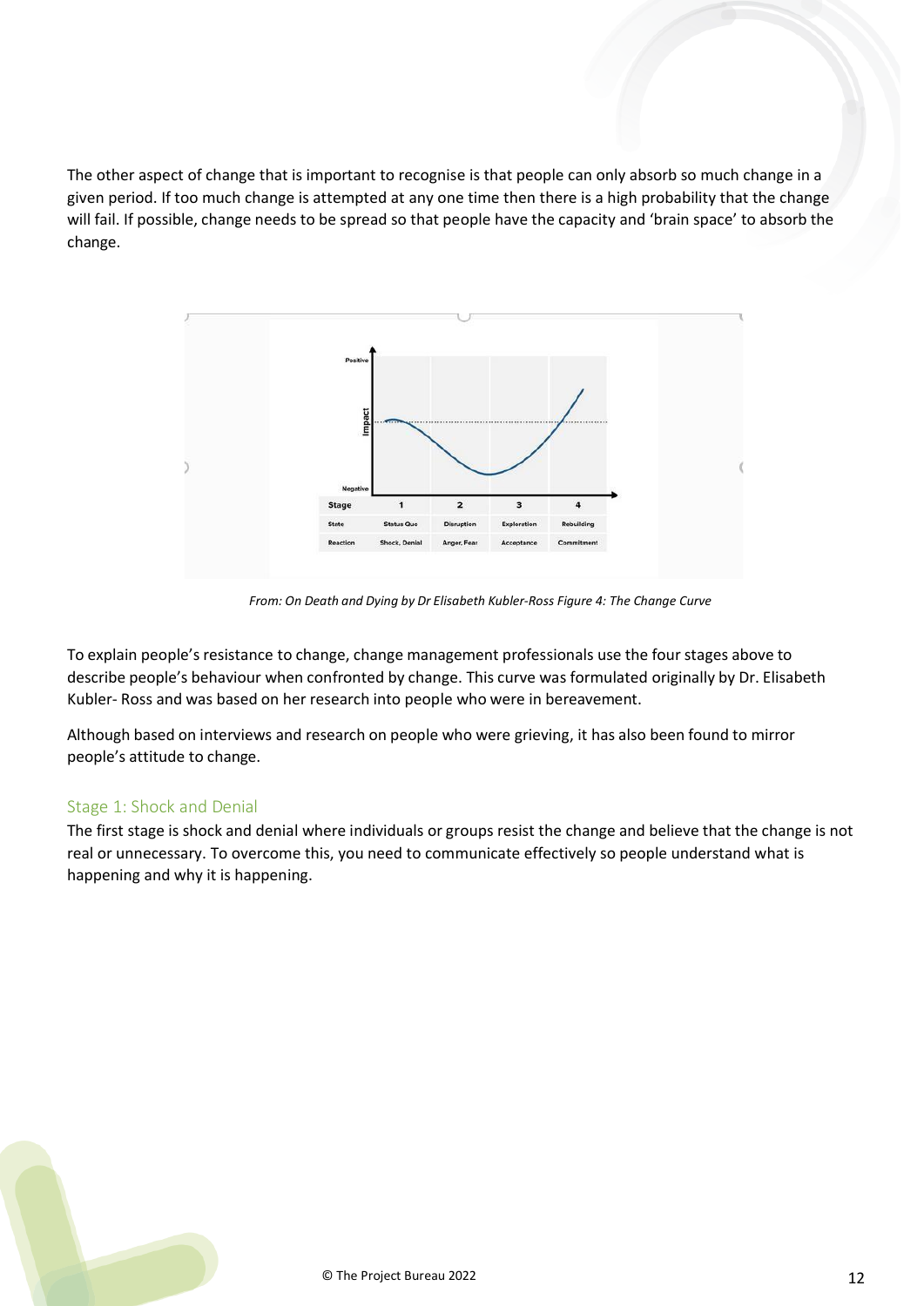The other aspect of change that is important to recognise is that people can only absorb so much change in a given period. If too much change is attempted at any one time then there is a high probability that the change will fail. If possible, change needs to be spread so that people have the capacity and 'brain space' to absorb the change.

| Stage | 1 | 2 | 3 | 4 |
|---|---|---|---|---|
| State | Status Quo | Disruption | Exploration | Rebuilding |
| Reaction | Shock, Denial | Anger, Fear | Acceptance | Commitment |

*From: On Death and Dying by Dr Elisabeth Kubler-Ross Figure 4: The Change Curve*

To explain people's resistance to change, change management professionals use the four stages above to describe people's behaviour when confronted by change. This curve was formulated originally by Dr. Elisabeth Kubler- Ross and was based on her research into people who were in bereavement.

Although based on interviews and research on people who were grieving, it has also been found to mirror people's attitude to change.

### Stage 1: Shock and Denial

The first stage is shock and denial where individuals or groups resist the change and believe that the change is not real or unnecessary. To overcome this, you need to communicate effectively so people understand what is happening and why it is happening.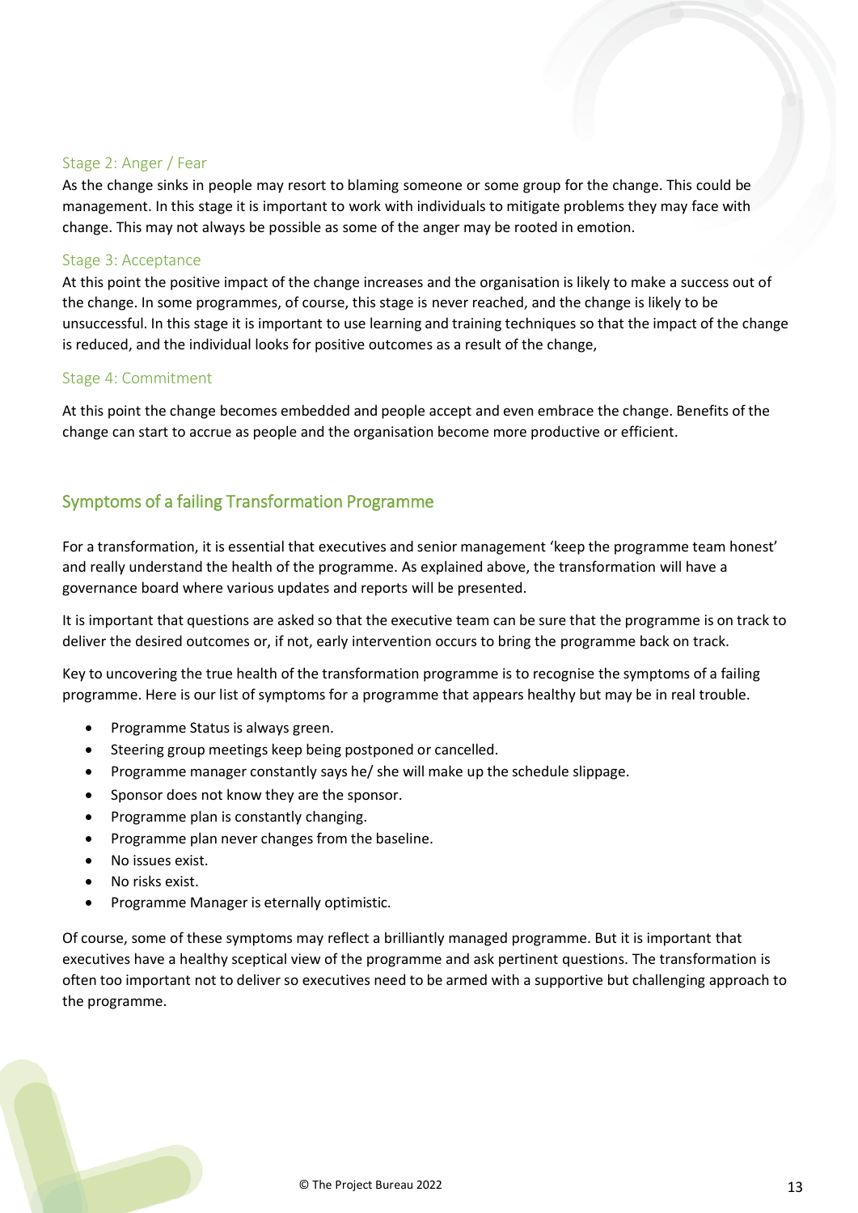### Stage 2: Anger / Fear

As the change sinks in people may resort to blaming someone or some group for the change. This could be management. In this stage it is important to work with individuals to mitigate problems they may face with change. This may not always be possible as some of the anger may be rooted in emotion.

### Stage 3: Acceptance

At this point the positive impact of the change increases and the organisation is likely to make a success out of the change. In some programmes, of course, this stage is never reached, and the change is likely to be unsuccessful. In this stage it is important to use learning and training techniques so that the impact of the change is reduced, and the individual looks for positive outcomes as a result of the change,

### Stage 4: Commitment

At this point the change becomes embedded and people accept and even embrace the change. Benefits of the change can start to accrue as people and the organisation become more productive or efficient.

## Symptoms of a failing Transformation Programme

For a transformation, it is essential that executives and senior management 'keep the programme team honest' and really understand the health of the programme. As explained above, the transformation will have a governance board where various updates and reports will be presented.

It is important that questions are asked so that the executive team can be sure that the programme is on track to deliver the desired outcomes or, if not, early intervention occurs to bring the programme back on track.

Key to uncovering the true health of the transformation programme is to recognise the symptoms of a failing programme. Here is our list of symptoms for a programme that appears healthy but may be in real trouble.

- Programme Status is always green.
- Steering group meetings keep being postponed or cancelled.
- Programme manager constantly says he/ she will make up the schedule slippage.
- Sponsor does not know they are the sponsor.
- Programme plan is constantly changing.
- Programme plan never changes from the baseline.
- No issues exist.
- No risks exist.
- Programme Manager is eternally optimistic.

Of course, some of these symptoms may reflect a brilliantly managed programme. But it is important that executives have a healthy sceptical view of the programme and ask pertinent questions. The transformation is often too important not to deliver so executives need to be armed with a supportive but challenging approach to the programme.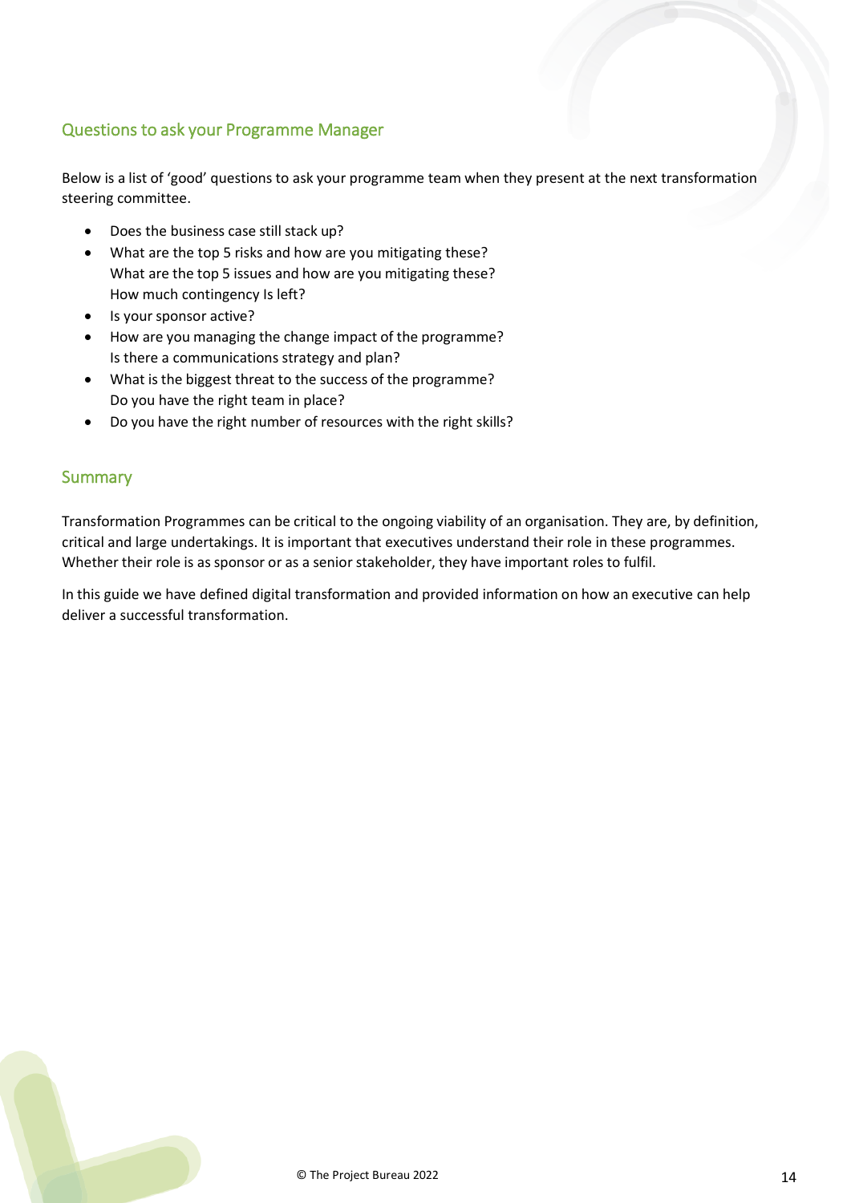## Questions to ask your Programme Manager

Below is a list of 'good' questions to ask your programme team when they present at the next transformation steering committee.

- Does the business case still stack up?
- What are the top 5 risks and how are you mitigating these?
  What are the top 5 issues and how are you mitigating these?
  How much contingency Is left?
- Is your sponsor active?
- How are you managing the change impact of the programme?
  Is there a communications strategy and plan?
- What is the biggest threat to the success of the programme?
  Do you have the right team in place?
- Do you have the right number of resources with the right skills?

## Summary

Transformation Programmes can be critical to the ongoing viability of an organisation. They are, by definition, critical and large undertakings. It is important that executives understand their role in these programmes. Whether their role is as sponsor or as a senior stakeholder, they have important roles to fulfil.

In this guide we have defined digital transformation and provided information on how an executive can help deliver a successful transformation.